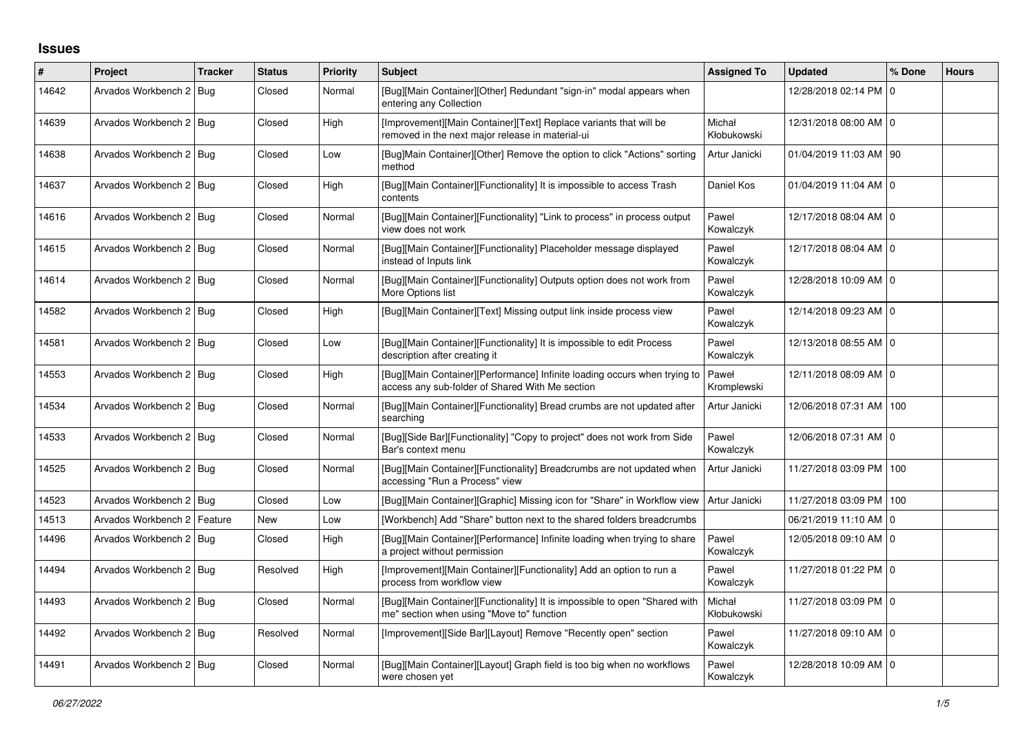## Issues

| # | Project | Tracker | Status | Priority | Subject | Assigned To | Updated | % Done | Hours |
|---|---|---|---|---|---|---|---|---|---|
| 14642 | Arvados Workbench 2 | Bug | Closed | Normal | [Bug][Main Container][Other] Redundant "sign-in" modal appears when entering any Collection | | 12/28/2018 02:14 PM | 0 | |
| 14639 | Arvados Workbench 2 | Bug | Closed | High | [Improvement][Main Container][Text] Replace variants that will be removed in the next major release in material-ui | Michał Kłobukowski | 12/31/2018 08:00 AM | 0 | |
| 14638 | Arvados Workbench 2 | Bug | Closed | Low | [Bug]Main Container][Other] Remove the option to click "Actions" sorting method | Artur Janicki | 01/04/2019 11:03 AM | 90 | |
| 14637 | Arvados Workbench 2 | Bug | Closed | High | [Bug][Main Container][Functionality] It is impossible to access Trash contents | Daniel Kos | 01/04/2019 11:04 AM | 0 | |
| 14616 | Arvados Workbench 2 | Bug | Closed | Normal | [Bug][Main Container][Functionality] "Link to process" in process output view does not work | Pawel Kowalczyk | 12/17/2018 08:04 AM | 0 | |
| 14615 | Arvados Workbench 2 | Bug | Closed | Normal | [Bug][Main Container][Functionality] Placeholder message displayed instead of Inputs link | Pawel Kowalczyk | 12/17/2018 08:04 AM | 0 | |
| 14614 | Arvados Workbench 2 | Bug | Closed | Normal | [Bug][Main Container][Functionality] Outputs option does not work from More Options list | Pawel Kowalczyk | 12/28/2018 10:09 AM | 0 | |
| 14582 | Arvados Workbench 2 | Bug | Closed | High | [Bug][Main Container][Text] Missing output link inside process view | Pawel Kowalczyk | 12/14/2018 09:23 AM | 0 | |
| 14581 | Arvados Workbench 2 | Bug | Closed | Low | [Bug][Main Container][Functionality] It is impossible to edit Process description after creating it | Pawel Kowalczyk | 12/13/2018 08:55 AM | 0 | |
| 14553 | Arvados Workbench 2 | Bug | Closed | High | [Bug][Main Container][Performance] Infinite loading occurs when trying to access any sub-folder of Shared With Me section | Paweł Kromplewski | 12/11/2018 08:09 AM | 0 | |
| 14534 | Arvados Workbench 2 | Bug | Closed | Normal | [Bug][Main Container][Functionality] Bread crumbs are not updated after searching | Artur Janicki | 12/06/2018 07:31 AM | 100 | |
| 14533 | Arvados Workbench 2 | Bug | Closed | Normal | [Bug][Side Bar][Functionality] "Copy to project" does not work from Side Bar's context menu | Pawel Kowalczyk | 12/06/2018 07:31 AM | 0 | |
| 14525 | Arvados Workbench 2 | Bug | Closed | Normal | [Bug][Main Container][Functionality] Breadcrumbs are not updated when accessing "Run a Process" view | Artur Janicki | 11/27/2018 03:09 PM | 100 | |
| 14523 | Arvados Workbench 2 | Bug | Closed | Low | [Bug][Main Container][Graphic] Missing icon for "Share" in Workflow view | Artur Janicki | 11/27/2018 03:09 PM | 100 | |
| 14513 | Arvados Workbench 2 | Feature | New | Low | [Workbench] Add "Share" button next to the shared folders breadcrumbs | | 06/21/2019 11:10 AM | 0 | |
| 14496 | Arvados Workbench 2 | Bug | Closed | High | [Bug][Main Container][Performance] Infinite loading when trying to share a project without permission | Pawel Kowalczyk | 12/05/2018 09:10 AM | 0 | |
| 14494 | Arvados Workbench 2 | Bug | Resolved | High | [Improvement][Main Container][Functionality] Add an option to run a process from workflow view | Pawel Kowalczyk | 11/27/2018 01:22 PM | 0 | |
| 14493 | Arvados Workbench 2 | Bug | Closed | Normal | [Bug][Main Container][Functionality] It is impossible to open "Shared with me" section when using "Move to" function | Michał Kłobukowski | 11/27/2018 03:09 PM | 0 | |
| 14492 | Arvados Workbench 2 | Bug | Resolved | Normal | [Improvement][Side Bar][Layout] Remove "Recently open" section | Pawel Kowalczyk | 11/27/2018 09:10 AM | 0 | |
| 14491 | Arvados Workbench 2 | Bug | Closed | Normal | [Bug][Main Container][Layout] Graph field is too big when no workflows were chosen yet | Pawel Kowalczyk | 12/28/2018 10:09 AM | 0 | |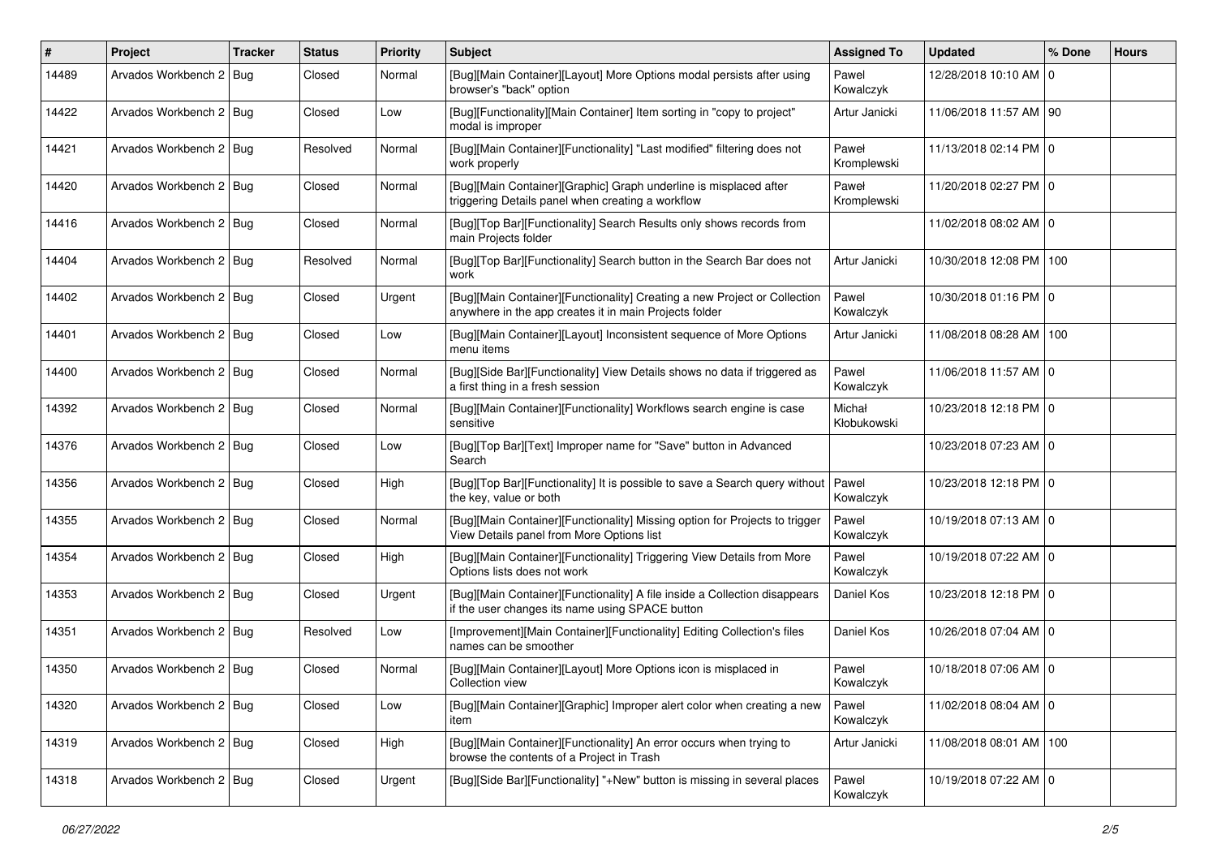| # | Project | Tracker | Status | Priority | Subject | Assigned To | Updated | % Done | Hours |
|---|---|---|---|---|---|---|---|---|---|
| 14489 | Arvados Workbench 2 | Bug | Closed | Normal | [Bug][Main Container][Layout] More Options modal persists after using browser's "back" option | Pawel Kowalczyk | 12/28/2018 10:10 AM | 0 | |
| 14422 | Arvados Workbench 2 | Bug | Closed | Low | [Bug][Functionality][Main Container] Item sorting in "copy to project" modal is improper | Artur Janicki | 11/06/2018 11:57 AM | 90 | |
| 14421 | Arvados Workbench 2 | Bug | Resolved | Normal | [Bug][Main Container][Functionality] "Last modified" filtering does not work properly | Paweł Kromplewski | 11/13/2018 02:14 PM | 0 | |
| 14420 | Arvados Workbench 2 | Bug | Closed | Normal | [Bug][Main Container][Graphic] Graph underline is misplaced after triggering Details panel when creating a workflow | Paweł Kromplewski | 11/20/2018 02:27 PM | 0 | |
| 14416 | Arvados Workbench 2 | Bug | Closed | Normal | [Bug][Top Bar][Functionality] Search Results only shows records from main Projects folder | | 11/02/2018 08:02 AM | 0 | |
| 14404 | Arvados Workbench 2 | Bug | Resolved | Normal | [Bug][Top Bar][Functionality] Search button in the Search Bar does not work | Artur Janicki | 10/30/2018 12:08 PM | 100 | |
| 14402 | Arvados Workbench 2 | Bug | Closed | Urgent | [Bug][Main Container][Functionality] Creating a new Project or Collection anywhere in the app creates it in main Projects folder | Pawel Kowalczyk | 10/30/2018 01:16 PM | 0 | |
| 14401 | Arvados Workbench 2 | Bug | Closed | Low | [Bug][Main Container][Layout] Inconsistent sequence of More Options menu items | Artur Janicki | 11/08/2018 08:28 AM | 100 | |
| 14400 | Arvados Workbench 2 | Bug | Closed | Normal | [Bug][Side Bar][Functionality] View Details shows no data if triggered as a first thing in a fresh session | Pawel Kowalczyk | 11/06/2018 11:57 AM | 0 | |
| 14392 | Arvados Workbench 2 | Bug | Closed | Normal | [Bug][Main Container][Functionality] Workflows search engine is case sensitive | Michał Kłobukowski | 10/23/2018 12:18 PM | 0 | |
| 14376 | Arvados Workbench 2 | Bug | Closed | Low | [Bug][Top Bar][Text] Improper name for "Save" button in Advanced Search | | 10/23/2018 07:23 AM | 0 | |
| 14356 | Arvados Workbench 2 | Bug | Closed | High | [Bug][Top Bar][Functionality] It is possible to save a Search query without the key, value or both | Pawel Kowalczyk | 10/23/2018 12:18 PM | 0 | |
| 14355 | Arvados Workbench 2 | Bug | Closed | Normal | [Bug][Main Container][Functionality] Missing option for Projects to trigger View Details panel from More Options list | Pawel Kowalczyk | 10/19/2018 07:13 AM | 0 | |
| 14354 | Arvados Workbench 2 | Bug | Closed | High | [Bug][Main Container][Functionality] Triggering View Details from More Options lists does not work | Pawel Kowalczyk | 10/19/2018 07:22 AM | 0 | |
| 14353 | Arvados Workbench 2 | Bug | Closed | Urgent | [Bug][Main Container][Functionality] A file inside a Collection disappears if the user changes its name using SPACE button | Daniel Kos | 10/23/2018 12:18 PM | 0 | |
| 14351 | Arvados Workbench 2 | Bug | Resolved | Low | [Improvement][Main Container][Functionality] Editing Collection's files names can be smoother | Daniel Kos | 10/26/2018 07:04 AM | 0 | |
| 14350 | Arvados Workbench 2 | Bug | Closed | Normal | [Bug][Main Container][Layout] More Options icon is misplaced in Collection view | Pawel Kowalczyk | 10/18/2018 07:06 AM | 0 | |
| 14320 | Arvados Workbench 2 | Bug | Closed | Low | [Bug][Main Container][Graphic] Improper alert color when creating a new item | Pawel Kowalczyk | 11/02/2018 08:04 AM | 0 | |
| 14319 | Arvados Workbench 2 | Bug | Closed | High | [Bug][Main Container][Functionality] An error occurs when trying to browse the contents of a Project in Trash | Artur Janicki | 11/08/2018 08:01 AM | 100 | |
| 14318 | Arvados Workbench 2 | Bug | Closed | Urgent | [Bug][Side Bar][Functionality] "+New" button is missing in several places | Pawel Kowalczyk | 10/19/2018 07:22 AM | 0 | |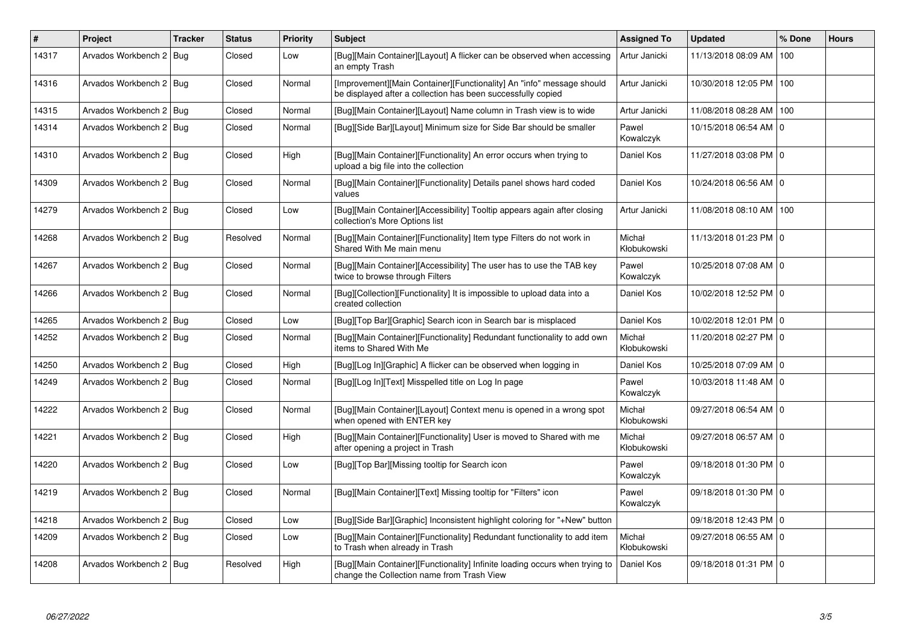| # | Project | Tracker | Status | Priority | Subject | Assigned To | Updated | % Done | Hours |
|---|---|---|---|---|---|---|---|---|---|
| 14317 | Arvados Workbench 2 | Bug | Closed | Low | [Bug][Main Container][Layout] A flicker can be observed when accessing an empty Trash | Artur Janicki | 11/13/2018 08:09 AM | 100 | |
| 14316 | Arvados Workbench 2 | Bug | Closed | Normal | [Improvement][Main Container][Functionality] An "info" message should be displayed after a collection has been successfully copied | Artur Janicki | 10/30/2018 12:05 PM | 100 | |
| 14315 | Arvados Workbench 2 | Bug | Closed | Normal | [Bug][Main Container][Layout] Name column in Trash view is to wide | Artur Janicki | 11/08/2018 08:28 AM | 100 | |
| 14314 | Arvados Workbench 2 | Bug | Closed | Normal | [Bug][Side Bar][Layout] Minimum size for Side Bar should be smaller | Pawel Kowalczyk | 10/15/2018 06:54 AM | 0 | |
| 14310 | Arvados Workbench 2 | Bug | Closed | High | [Bug][Main Container][Functionality] An error occurs when trying to upload a big file into the collection | Daniel Kos | 11/27/2018 03:08 PM | 0 | |
| 14309 | Arvados Workbench 2 | Bug | Closed | Normal | [Bug][Main Container][Functionality] Details panel shows hard coded values | Daniel Kos | 10/24/2018 06:56 AM | 0 | |
| 14279 | Arvados Workbench 2 | Bug | Closed | Low | [Bug][Main Container][Accessibility] Tooltip appears again after closing collection's More Options list | Artur Janicki | 11/08/2018 08:10 AM | 100 | |
| 14268 | Arvados Workbench 2 | Bug | Resolved | Normal | [Bug][Main Container][Functionality] Item type Filters do not work in Shared With Me main menu | Michał Kłobukowski | 11/13/2018 01:23 PM | 0 | |
| 14267 | Arvados Workbench 2 | Bug | Closed | Normal | [Bug][Main Container][Accessibility] The user has to use the TAB key twice to browse through Filters | Pawel Kowalczyk | 10/25/2018 07:08 AM | 0 | |
| 14266 | Arvados Workbench 2 | Bug | Closed | Normal | [Bug][Collection][Functionality] It is impossible to upload data into a created collection | Daniel Kos | 10/02/2018 12:52 PM | 0 | |
| 14265 | Arvados Workbench 2 | Bug | Closed | Low | [Bug][Top Bar][Graphic] Search icon in Search bar is misplaced | Daniel Kos | 10/02/2018 12:01 PM | 0 | |
| 14252 | Arvados Workbench 2 | Bug | Closed | Normal | [Bug][Main Container][Functionality] Redundant functionality to add own items to Shared With Me | Michał Kłobukowski | 11/20/2018 02:27 PM | 0 | |
| 14250 | Arvados Workbench 2 | Bug | Closed | High | [Bug][Log In][Graphic] A flicker can be observed when logging in | Daniel Kos | 10/25/2018 07:09 AM | 0 | |
| 14249 | Arvados Workbench 2 | Bug | Closed | Normal | [Bug][Log In][Text] Misspelled title on Log In page | Pawel Kowalczyk | 10/03/2018 11:48 AM | 0 | |
| 14222 | Arvados Workbench 2 | Bug | Closed | Normal | [Bug][Main Container][Layout] Context menu is opened in a wrong spot when opened with ENTER key | Michał Kłobukowski | 09/27/2018 06:54 AM | 0 | |
| 14221 | Arvados Workbench 2 | Bug | Closed | High | [Bug][Main Container][Functionality] User is moved to Shared with me after opening a project in Trash | Michał Kłobukowski | 09/27/2018 06:57 AM | 0 | |
| 14220 | Arvados Workbench 2 | Bug | Closed | Low | [Bug][Top Bar][Missing tooltip for Search icon | Pawel Kowalczyk | 09/18/2018 01:30 PM | 0 | |
| 14219 | Arvados Workbench 2 | Bug | Closed | Normal | [Bug][Main Container][Text] Missing tooltip for "Filters" icon | Pawel Kowalczyk | 09/18/2018 01:30 PM | 0 | |
| 14218 | Arvados Workbench 2 | Bug | Closed | Low | [Bug][Side Bar][Graphic] Inconsistent highlight coloring for "+New" button | | 09/18/2018 12:43 PM | 0 | |
| 14209 | Arvados Workbench 2 | Bug | Closed | Low | [Bug][Main Container][Functionality] Redundant functionality to add item to Trash when already in Trash | Michał Kłobukowski | 09/27/2018 06:55 AM | 0 | |
| 14208 | Arvados Workbench 2 | Bug | Resolved | High | [Bug][Main Container][Functionality] Infinite loading occurs when trying to change the Collection name from Trash View | Daniel Kos | 09/18/2018 01:31 PM | 0 | |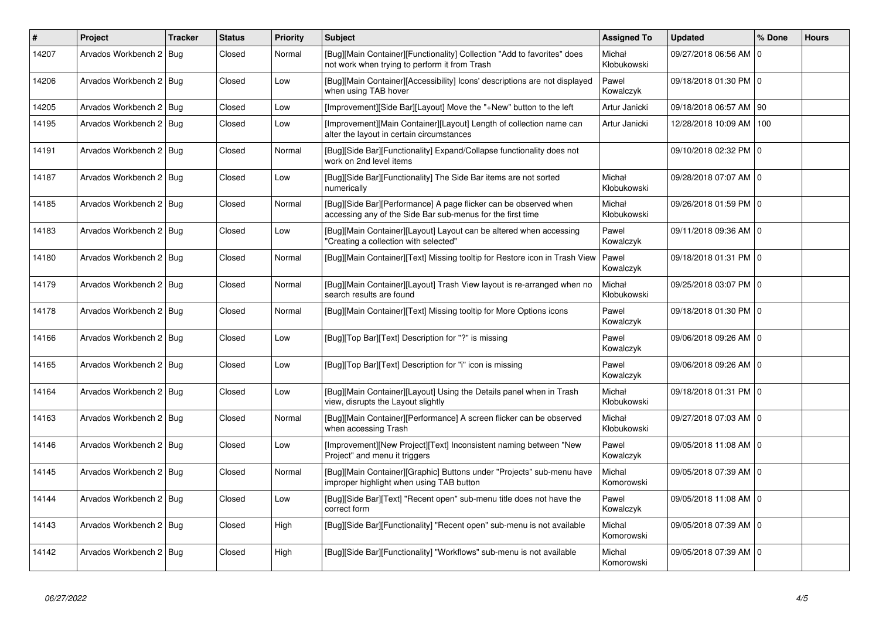| # | Project | Tracker | Status | Priority | Subject | Assigned To | Updated | % Done | Hours |
|---|---|---|---|---|---|---|---|---|---|
| 14207 | Arvados Workbench 2 | Bug | Closed | Normal | [Bug][Main Container][Functionality] Collection "Add to favorites" does not work when trying to perform it from Trash | Michał Kłobukowski | 09/27/2018 06:56 AM | 0 | |
| 14206 | Arvados Workbench 2 | Bug | Closed | Low | [Bug][Main Container][Accessibility] Icons' descriptions are not displayed when using TAB hover | Pawel Kowalczyk | 09/18/2018 01:30 PM | 0 | |
| 14205 | Arvados Workbench 2 | Bug | Closed | Low | [Improvement][Side Bar][Layout] Move the "+New" button to the left | Artur Janicki | 09/18/2018 06:57 AM | 90 | |
| 14195 | Arvados Workbench 2 | Bug | Closed | Low | [Improvement][Main Container][Layout] Length of collection name can alter the layout in certain circumstances | Artur Janicki | 12/28/2018 10:09 AM | 100 | |
| 14191 | Arvados Workbench 2 | Bug | Closed | Normal | [Bug][Side Bar][Functionality] Expand/Collapse functionality does not work on 2nd level items | | 09/10/2018 02:32 PM | 0 | |
| 14187 | Arvados Workbench 2 | Bug | Closed | Low | [Bug][Side Bar][Functionality] The Side Bar items are not sorted numerically | Michał Kłobukowski | 09/28/2018 07:07 AM | 0 | |
| 14185 | Arvados Workbench 2 | Bug | Closed | Normal | [Bug][Side Bar][Performance] A page flicker can be observed when accessing any of the Side Bar sub-menus for the first time | Michał Kłobukowski | 09/26/2018 01:59 PM | 0 | |
| 14183 | Arvados Workbench 2 | Bug | Closed | Low | [Bug][Main Container][Layout] Layout can be altered when accessing "Creating a collection with selected" | Pawel Kowalczyk | 09/11/2018 09:36 AM | 0 | |
| 14180 | Arvados Workbench 2 | Bug | Closed | Normal | [Bug][Main Container][Text] Missing tooltip for Restore icon in Trash View | Pawel Kowalczyk | 09/18/2018 01:31 PM | 0 | |
| 14179 | Arvados Workbench 2 | Bug | Closed | Normal | [Bug][Main Container][Layout] Trash View layout is re-arranged when no search results are found | Michał Kłobukowski | 09/25/2018 03:07 PM | 0 | |
| 14178 | Arvados Workbench 2 | Bug | Closed | Normal | [Bug][Main Container][Text] Missing tooltip for More Options icons | Pawel Kowalczyk | 09/18/2018 01:30 PM | 0 | |
| 14166 | Arvados Workbench 2 | Bug | Closed | Low | [Bug][Top Bar][Text] Description for "?" is missing | Pawel Kowalczyk | 09/06/2018 09:26 AM | 0 | |
| 14165 | Arvados Workbench 2 | Bug | Closed | Low | [Bug][Top Bar][Text] Description for "i" icon is missing | Pawel Kowalczyk | 09/06/2018 09:26 AM | 0 | |
| 14164 | Arvados Workbench 2 | Bug | Closed | Low | [Bug][Main Container][Layout] Using the Details panel when in Trash view, disrupts the Layout slightly | Michał Kłobukowski | 09/18/2018 01:31 PM | 0 | |
| 14163 | Arvados Workbench 2 | Bug | Closed | Normal | [Bug][Main Container][Performance] A screen flicker can be observed when accessing Trash | Michał Kłobukowski | 09/27/2018 07:03 AM | 0 | |
| 14146 | Arvados Workbench 2 | Bug | Closed | Low | [Improvement][New Project][Text] Inconsistent naming between "New Project" and menu it triggers | Pawel Kowalczyk | 09/05/2018 11:08 AM | 0 | |
| 14145 | Arvados Workbench 2 | Bug | Closed | Normal | [Bug][Main Container][Graphic] Buttons under "Projects" sub-menu have improper highlight when using TAB button | Michal Komorowski | 09/05/2018 07:39 AM | 0 | |
| 14144 | Arvados Workbench 2 | Bug | Closed | Low | [Bug][Side Bar][Text] "Recent open" sub-menu title does not have the correct form | Pawel Kowalczyk | 09/05/2018 11:08 AM | 0 | |
| 14143 | Arvados Workbench 2 | Bug | Closed | High | [Bug][Side Bar][Functionality] "Recent open" sub-menu is not available | Michal Komorowski | 09/05/2018 07:39 AM | 0 | |
| 14142 | Arvados Workbench 2 | Bug | Closed | High | [Bug][Side Bar][Functionality] "Workflows" sub-menu is not available | Michal Komorowski | 09/05/2018 07:39 AM | 0 | |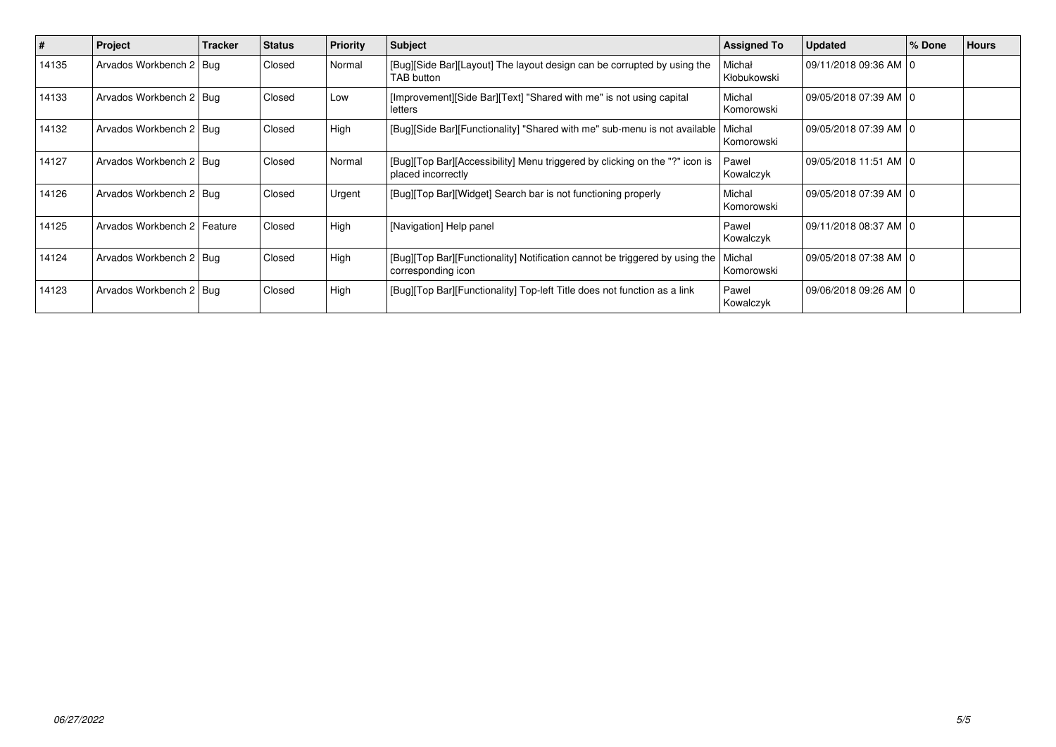| # | Project | Tracker | Status | Priority | Subject | Assigned To | Updated | % Done | Hours |
|---|---|---|---|---|---|---|---|---|---|
| 14135 | Arvados Workbench 2 | Bug | Closed | Normal | [Bug][Side Bar][Layout] The layout design can be corrupted by using the TAB button | Michał Kłobukowski | 09/11/2018 09:36 AM | 0 | |
| 14133 | Arvados Workbench 2 | Bug | Closed | Low | [Improvement][Side Bar][Text] "Shared with me" is not using capital letters | Michal Komorowski | 09/05/2018 07:39 AM | 0 | |
| 14132 | Arvados Workbench 2 | Bug | Closed | High | [Bug][Side Bar][Functionality] "Shared with me" sub-menu is not available | Michal Komorowski | 09/05/2018 07:39 AM | 0 | |
| 14127 | Arvados Workbench 2 | Bug | Closed | Normal | [Bug][Top Bar][Accessibility] Menu triggered by clicking on the "?" icon is placed incorrectly | Pawel Kowalczyk | 09/05/2018 11:51 AM | 0 | |
| 14126 | Arvados Workbench 2 | Bug | Closed | Urgent | [Bug][Top Bar][Widget] Search bar is not functioning properly | Michal Komorowski | 09/05/2018 07:39 AM | 0 | |
| 14125 | Arvados Workbench 2 | Feature | Closed | High | [Navigation] Help panel | Pawel Kowalczyk | 09/11/2018 08:37 AM | 0 | |
| 14124 | Arvados Workbench 2 | Bug | Closed | High | [Bug][Top Bar][Functionality] Notification cannot be triggered by using the corresponding icon | Michal Komorowski | 09/05/2018 07:38 AM | 0 | |
| 14123 | Arvados Workbench 2 | Bug | Closed | High | [Bug][Top Bar][Functionality] Top-left Title does not function as a link | Pawel Kowalczyk | 09/06/2018 09:26 AM | 0 | |